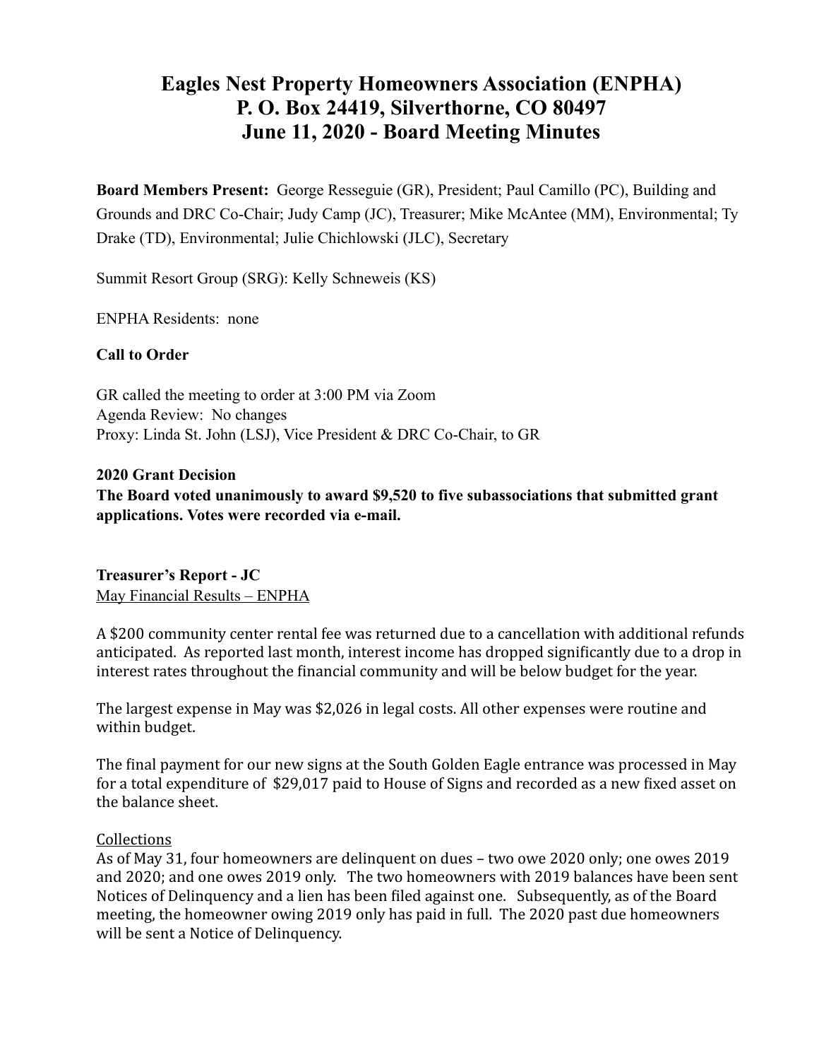# Eagles Nest Property Homeowners Association (ENPHA)
# P. O. Box 24419, Silverthorne, CO 80497
# June 11, 2020 - Board Meeting Minutes

**Board Members Present:** George Resseguie (GR), President; Paul Camillo (PC), Building and Grounds and DRC Co-Chair; Judy Camp (JC), Treasurer; Mike McAntee (MM), Environmental; Ty Drake (TD), Environmental; Julie Chichlowski (JLC), Secretary

Summit Resort Group (SRG): Kelly Schneweis (KS)

ENPHA Residents: none

**Call to Order**

GR called the meeting to order at 3:00 PM via Zoom
Agenda Review: No changes
Proxy: Linda St. John (LSJ), Vice President & DRC Co-Chair, to GR

**2020 Grant Decision**
**The Board voted unanimously to award $9,520 to five subassociations that submitted grant applications. Votes were recorded via e-mail.**

**Treasurer's Report - JC**
May Financial Results – ENPHA

A $200 community center rental fee was returned due to a cancellation with additional refunds anticipated. As reported last month, interest income has dropped significantly due to a drop in interest rates throughout the financial community and will be below budget for the year.

The largest expense in May was $2,026 in legal costs. All other expenses were routine and within budget.

The final payment for our new signs at the South Golden Eagle entrance was processed in May for a total expenditure of $29,017 paid to House of Signs and recorded as a new fixed asset on the balance sheet.

Collections
As of May 31, four homeowners are delinquent on dues – two owe 2020 only; one owes 2019 and 2020; and one owes 2019 only. The two homeowners with 2019 balances have been sent Notices of Delinquency and a lien has been filed against one. Subsequently, as of the Board meeting, the homeowner owing 2019 only has paid in full. The 2020 past due homeowners will be sent a Notice of Delinquency.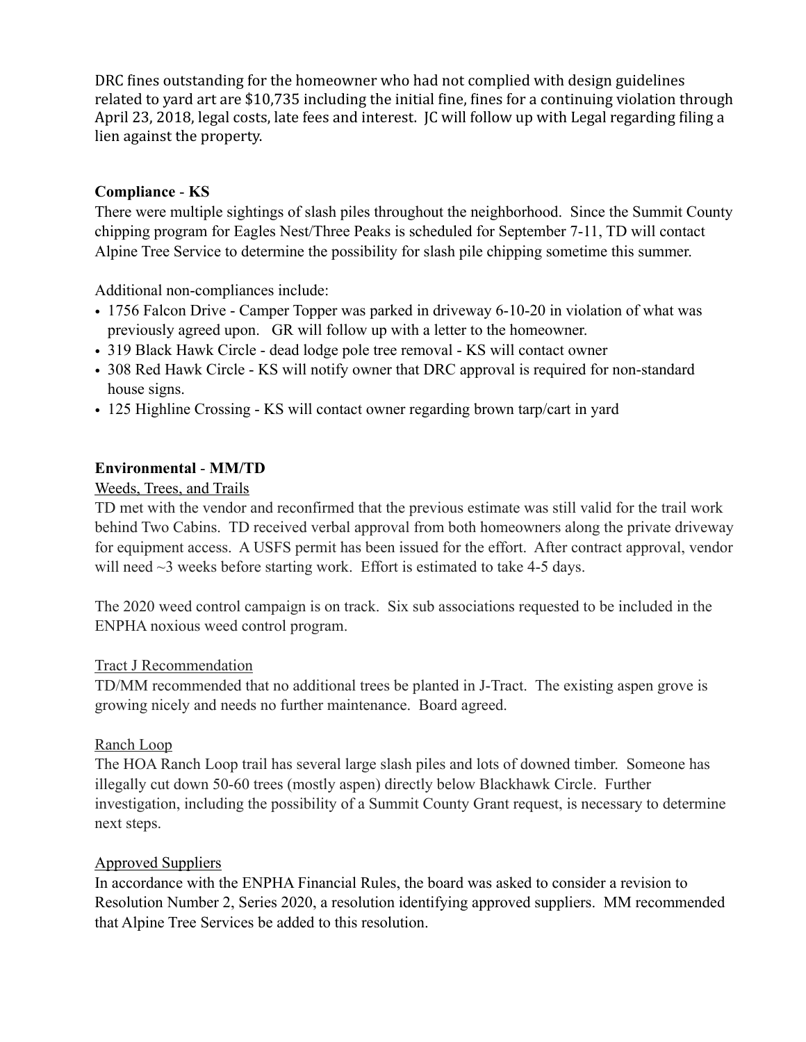DRC fines outstanding for the homeowner who had not complied with design guidelines related to yard art are $10,735 including the initial fine, fines for a continuing violation through April 23, 2018, legal costs, late fees and interest. JC will follow up with Legal regarding filing a lien against the property.

**Compliance** - **KS**

There were multiple sightings of slash piles throughout the neighborhood. Since the Summit County chipping program for Eagles Nest/Three Peaks is scheduled for September 7-11, TD will contact Alpine Tree Service to determine the possibility for slash pile chipping sometime this summer.

Additional non-compliances include:

- 1756 Falcon Drive - Camper Topper was parked in driveway 6-10-20 in violation of what was previously agreed upon. GR will follow up with a letter to the homeowner.
- 319 Black Hawk Circle - dead lodge pole tree removal - KS will contact owner
- 308 Red Hawk Circle - KS will notify owner that DRC approval is required for non-standard house signs.
- 125 Highline Crossing - KS will contact owner regarding brown tarp/cart in yard

**Environmental** - **MM/TD**

Weeds, Trees, and Trails

TD met with the vendor and reconfirmed that the previous estimate was still valid for the trail work behind Two Cabins. TD received verbal approval from both homeowners along the private driveway for equipment access. A USFS permit has been issued for the effort. After contract approval, vendor will need ~3 weeks before starting work. Effort is estimated to take 4-5 days.

The 2020 weed control campaign is on track. Six sub associations requested to be included in the ENPHA noxious weed control program.

Tract J Recommendation

TD/MM recommended that no additional trees be planted in J-Tract. The existing aspen grove is growing nicely and needs no further maintenance. Board agreed.

Ranch Loop

The HOA Ranch Loop trail has several large slash piles and lots of downed timber. Someone has illegally cut down 50-60 trees (mostly aspen) directly below Blackhawk Circle. Further investigation, including the possibility of a Summit County Grant request, is necessary to determine next steps.

Approved Suppliers

In accordance with the ENPHA Financial Rules, the board was asked to consider a revision to Resolution Number 2, Series 2020, a resolution identifying approved suppliers. MM recommended that Alpine Tree Services be added to this resolution.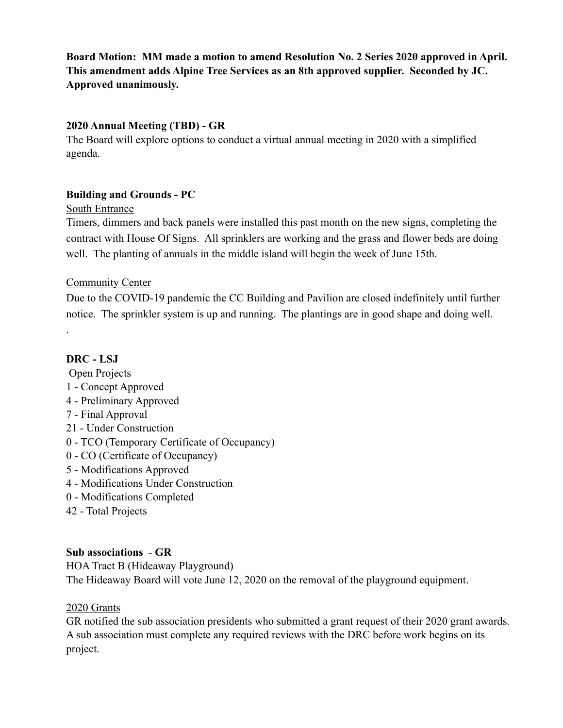**Board Motion: MM made a motion to amend Resolution No. 2 Series 2020 approved in April. This amendment adds Alpine Tree Services as an 8th approved supplier. Seconded by JC. Approved unanimously.**

**2020 Annual Meeting (TBD) - GR**

The Board will explore options to conduct a virtual annual meeting in 2020 with a simplified agenda.

**Building and Grounds - PC**

<u>South Entrance</u>

Timers, dimmers and back panels were installed this past month on the new signs, completing the contract with House Of Signs. All sprinklers are working and the grass and flower beds are doing well. The planting of annuals in the middle island will begin the week of June 15th.

<u>Community Center</u>

Due to the COVID-19 pandemic the CC Building and Pavilion are closed indefinitely until further notice. The sprinkler system is up and running. The plantings are in good shape and doing well.

.

**DRC - LSJ**

Open Projects

1 - Concept Approved
4 - Preliminary Approved
7 - Final Approval
21 - Under Construction
0 - TCO (Temporary Certificate of Occupancy)
0 - CO (Certificate of Occupancy)
5 - Modifications Approved
4 - Modifications Under Construction
0 - Modifications Completed
42 - Total Projects

**Sub associations - GR**

<u>HOA Tract B (Hideaway Playground)</u>

The Hideaway Board will vote June 12, 2020 on the removal of the playground equipment.

<u>2020 Grants</u>

GR notified the sub association presidents who submitted a grant request of their 2020 grant awards. A sub association must complete any required reviews with the DRC before work begins on its project.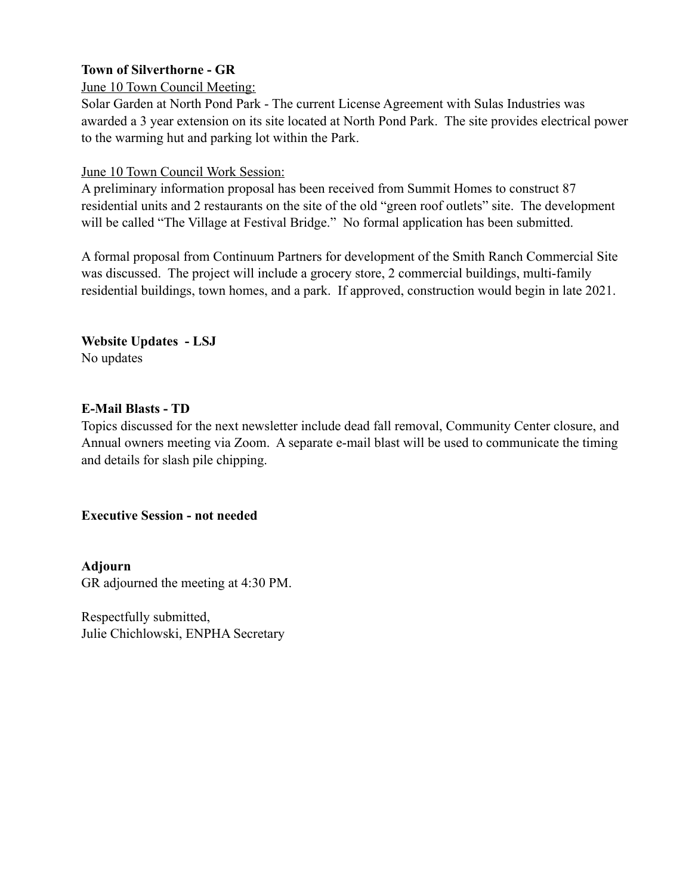**Town of Silverthorne - GR**

June 10 Town Council Meeting:

Solar Garden at North Pond Park - The current License Agreement with Sulas Industries was awarded a 3 year extension on its site located at North Pond Park. The site provides electrical power to the warming hut and parking lot within the Park.

June 10 Town Council Work Session:

A preliminary information proposal has been received from Summit Homes to construct 87 residential units and 2 restaurants on the site of the old "green roof outlets" site. The development will be called "The Village at Festival Bridge." No formal application has been submitted.

A formal proposal from Continuum Partners for development of the Smith Ranch Commercial Site was discussed. The project will include a grocery store, 2 commercial buildings, multi-family residential buildings, town homes, and a park. If approved, construction would begin in late 2021.

**Website Updates - LSJ**

No updates

**E-Mail Blasts - TD**

Topics discussed for the next newsletter include dead fall removal, Community Center closure, and Annual owners meeting via Zoom. A separate e-mail blast will be used to communicate the timing and details for slash pile chipping.

**Executive Session - not needed**

**Adjourn**

GR adjourned the meeting at 4:30 PM.

Respectfully submitted,
Julie Chichlowski, ENPHA Secretary